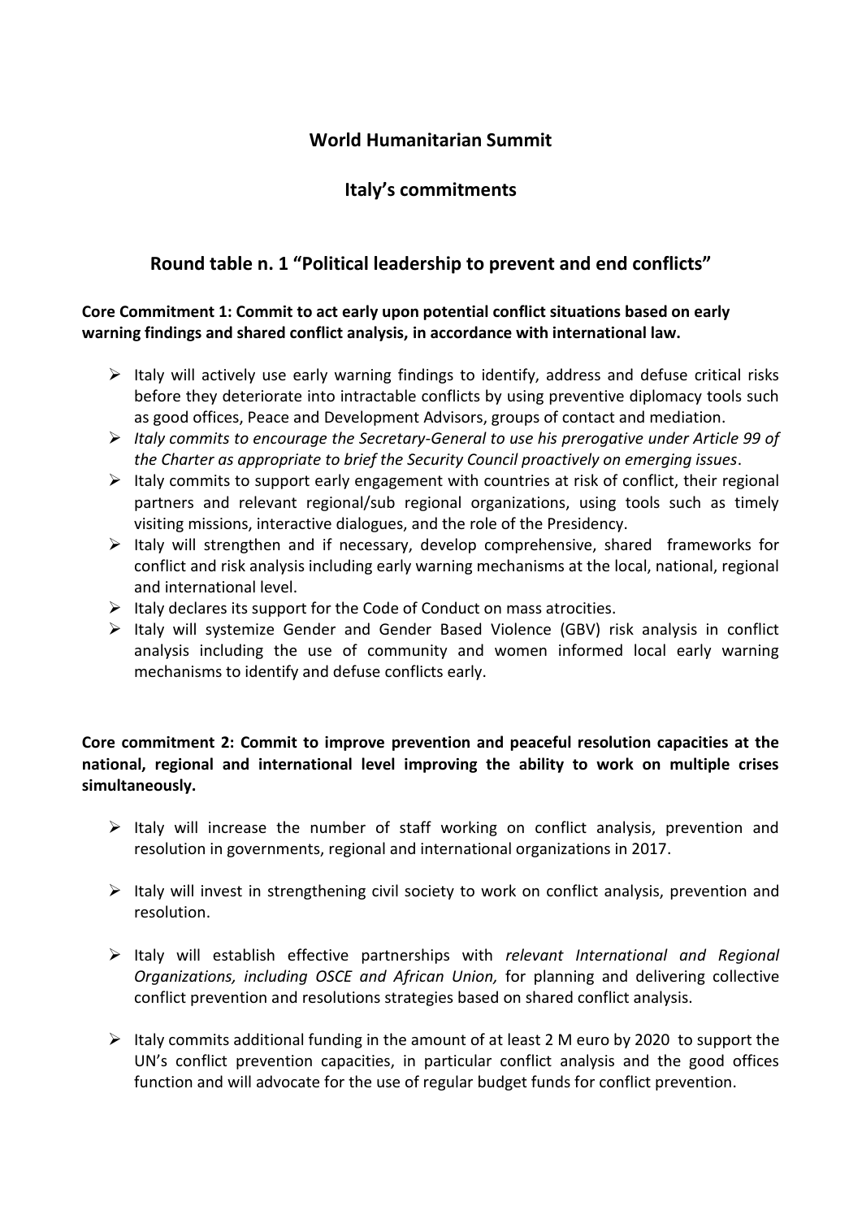# World Humanitarian Summit

## Italy's commitments

## Round table n. 1 "Political leadership to prevent and end conflicts"

**Core Commitment 1: Commit to act early upon potential conflict situations based on early warning findings and shared conflict analysis, in accordance with international law.**

- Italy will actively use early warning findings to identify, address and defuse critical risks before they deteriorate into intractable conflicts by using preventive diplomacy tools such as good offices, Peace and Development Advisors, groups of contact and mediation.
- *Italy commits to encourage the Secretary-General to use his prerogative under Article 99 of the Charter as appropriate to brief the Security Council proactively on emerging issues*.
- Italy commits to support early engagement with countries at risk of conflict, their regional partners and relevant regional/sub regional organizations, using tools such as timely visiting missions, interactive dialogues, and the role of the Presidency.
- Italy will strengthen and if necessary, develop comprehensive, shared frameworks for conflict and risk analysis including early warning mechanisms at the local, national, regional and international level.
- Italy declares its support for the Code of Conduct on mass atrocities.
- Italy will systemize Gender and Gender Based Violence (GBV) risk analysis in conflict analysis including the use of community and women informed local early warning mechanisms to identify and defuse conflicts early.

**Core commitment 2: Commit to improve prevention and peaceful resolution capacities at the national, regional and international level improving the ability to work on multiple crises simultaneously.**

- Italy will increase the number of staff working on conflict analysis, prevention and resolution in governments, regional and international organizations in 2017.
- Italy will invest in strengthening civil society to work on conflict analysis, prevention and resolution.
- Italy will establish effective partnerships with *relevant International and Regional Organizations, including OSCE and African Union,* for planning and delivering collective conflict prevention and resolutions strategies based on shared conflict analysis.
- Italy commits additional funding in the amount of at least 2 M euro by 2020 to support the UN's conflict prevention capacities, in particular conflict analysis and the good offices function and will advocate for the use of regular budget funds for conflict prevention.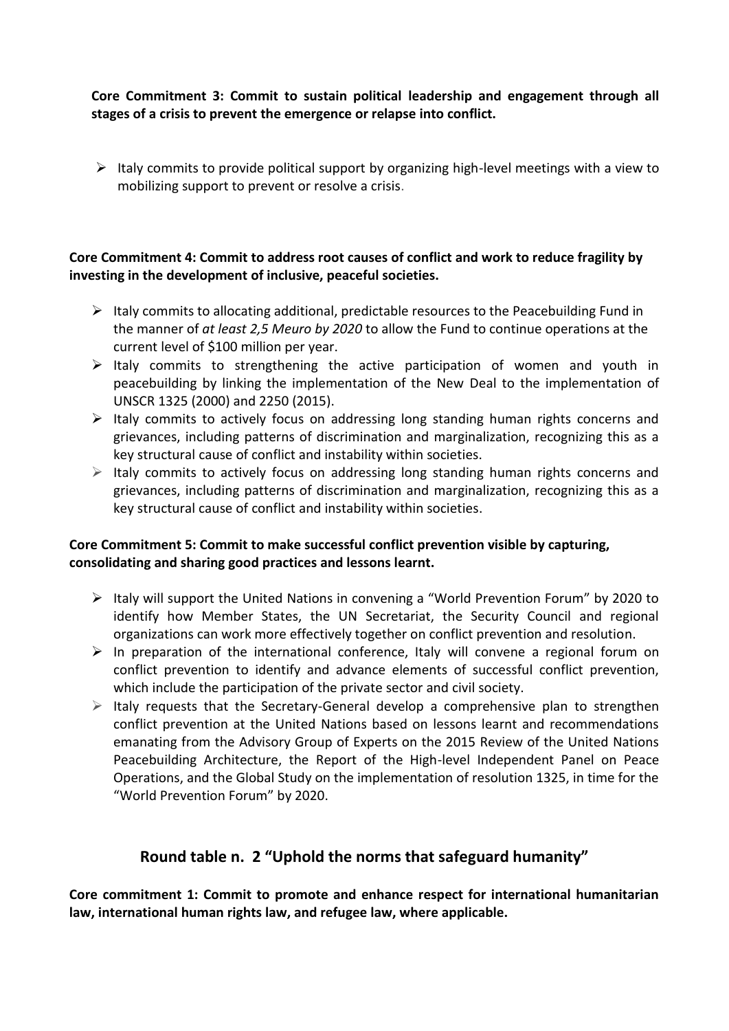**Core Commitment 3: Commit to sustain political leadership and engagement through all stages of a crisis to prevent the emergence or relapse into conflict.**

- Italy commits to provide political support by organizing high-level meetings with a view to mobilizing support to prevent or resolve a crisis.

**Core Commitment 4: Commit to address root causes of conflict and work to reduce fragility by investing in the development of inclusive, peaceful societies.**

- Italy commits to allocating additional, predictable resources to the Peacebuilding Fund in the manner of *at least 2,5 Meuro by 2020* to allow the Fund to continue operations at the current level of $100 million per year.
- Italy commits to strengthening the active participation of women and youth in peacebuilding by linking the implementation of the New Deal to the implementation of UNSCR 1325 (2000) and 2250 (2015).
- Italy commits to actively focus on addressing long standing human rights concerns and grievances, including patterns of discrimination and marginalization, recognizing this as a key structural cause of conflict and instability within societies.
- Italy commits to actively focus on addressing long standing human rights concerns and grievances, including patterns of discrimination and marginalization, recognizing this as a key structural cause of conflict and instability within societies.

**Core Commitment 5: Commit to make successful conflict prevention visible by capturing, consolidating and sharing good practices and lessons learnt.**

- Italy will support the United Nations in convening a "World Prevention Forum" by 2020 to identify how Member States, the UN Secretariat, the Security Council and regional organizations can work more effectively together on conflict prevention and resolution.
- In preparation of the international conference, Italy will convene a regional forum on conflict prevention to identify and advance elements of successful conflict prevention, which include the participation of the private sector and civil society.
- Italy requests that the Secretary-General develop a comprehensive plan to strengthen conflict prevention at the United Nations based on lessons learnt and recommendations emanating from the Advisory Group of Experts on the 2015 Review of the United Nations Peacebuilding Architecture, the Report of the High-level Independent Panel on Peace Operations, and the Global Study on the implementation of resolution 1325, in time for the "World Prevention Forum" by 2020.

## Round table n. 2 "Uphold the norms that safeguard humanity"

**Core commitment 1: Commit to promote and enhance respect for international humanitarian law, international human rights law, and refugee law, where applicable.**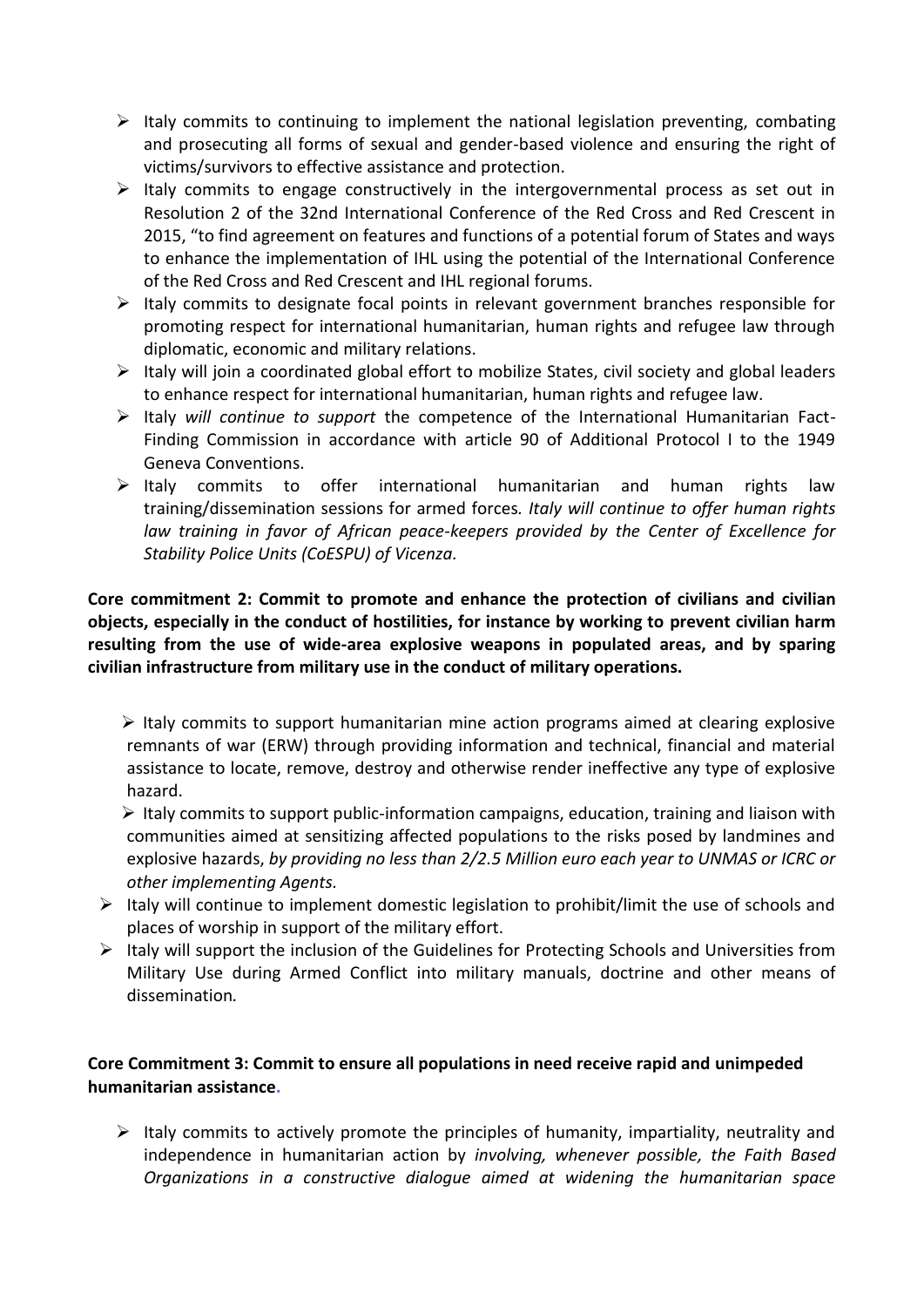- Italy commits to continuing to implement the national legislation preventing, combating and prosecuting all forms of sexual and gender-based violence and ensuring the right of victims/survivors to effective assistance and protection.
- Italy commits to engage constructively in the intergovernmental process as set out in Resolution 2 of the 32nd International Conference of the Red Cross and Red Crescent in 2015, "to find agreement on features and functions of a potential forum of States and ways to enhance the implementation of IHL using the potential of the International Conference of the Red Cross and Red Crescent and IHL regional forums.
- Italy commits to designate focal points in relevant government branches responsible for promoting respect for international humanitarian, human rights and refugee law through diplomatic, economic and military relations.
- Italy will join a coordinated global effort to mobilize States, civil society and global leaders to enhance respect for international humanitarian, human rights and refugee law.
- Italy *will continue to support* the competence of the International Humanitarian Fact-Finding Commission in accordance with article 90 of Additional Protocol I to the 1949 Geneva Conventions.
- Italy commits to offer international humanitarian and human rights law training/dissemination sessions for armed forces*. Italy will continue to offer human rights law training in favor of African peace-keepers provided by the Center of Excellence for Stability Police Units (CoESPU) of Vicenza.*

**Core commitment 2: Commit to promote and enhance the protection of civilians and civilian objects, especially in the conduct of hostilities, for instance by working to prevent civilian harm resulting from the use of wide-area explosive weapons in populated areas, and by sparing civilian infrastructure from military use in the conduct of military operations.**

- Italy commits to support humanitarian mine action programs aimed at clearing explosive remnants of war (ERW) through providing information and technical, financial and material assistance to locate, remove, destroy and otherwise render ineffective any type of explosive hazard.
- Italy commits to support public-information campaigns, education, training and liaison with communities aimed at sensitizing affected populations to the risks posed by landmines and explosive hazards, *by providing no less than 2/2.5 Million euro each year to UNMAS or ICRC or other implementing Agents.*
- Italy will continue to implement domestic legislation to prohibit/limit the use of schools and places of worship in support of the military effort.
- Italy will support the inclusion of the Guidelines for Protecting Schools and Universities from Military Use during Armed Conflict into military manuals, doctrine and other means of dissemination*.*

**Core Commitment 3: Commit to ensure all populations in need receive rapid and unimpeded humanitarian assistance.**

- Italy commits to actively promote the principles of humanity, impartiality, neutrality and independence in humanitarian action by *involving, whenever possible, the Faith Based Organizations in a constructive dialogue aimed at widening the humanitarian space*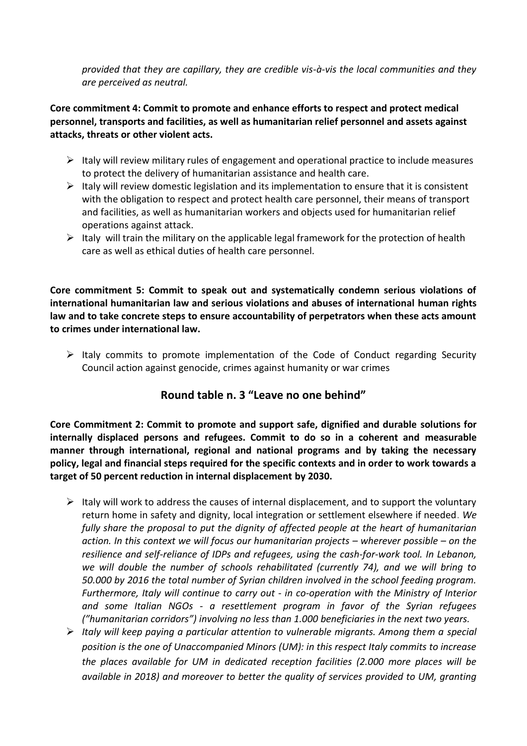*provided that they are capillary, they are credible vis-à-vis the local communities and they are perceived as neutral.*

**Core commitment 4: Commit to promote and enhance efforts to respect and protect medical personnel, transports and facilities, as well as humanitarian relief personnel and assets against attacks, threats or other violent acts.**

- Italy will review military rules of engagement and operational practice to include measures to protect the delivery of humanitarian assistance and health care.
- Italy will review domestic legislation and its implementation to ensure that it is consistent with the obligation to respect and protect health care personnel, their means of transport and facilities, as well as humanitarian workers and objects used for humanitarian relief operations against attack.
- Italy will train the military on the applicable legal framework for the protection of health care as well as ethical duties of health care personnel.

**Core commitment 5: Commit to speak out and systematically condemn serious violations of international humanitarian law and serious violations and abuses of international human rights law and to take concrete steps to ensure accountability of perpetrators when these acts amount to crimes under international law.**

- Italy commits to promote implementation of the Code of Conduct regarding Security Council action against genocide, crimes against humanity or war crimes

## Round table n. 3 "Leave no one behind"

**Core Commitment 2: Commit to promote and support safe, dignified and durable solutions for internally displaced persons and refugees. Commit to do so in a coherent and measurable manner through international, regional and national programs and by taking the necessary policy, legal and financial steps required for the specific contexts and in order to work towards a target of 50 percent reduction in internal displacement by 2030.**

- Italy will work to address the causes of internal displacement, and to support the voluntary return home in safety and dignity, local integration or settlement elsewhere if needed. *We fully share the proposal to put the dignity of affected people at the heart of humanitarian action. In this context we will focus our humanitarian projects – wherever possible – on the resilience and self-reliance of IDPs and refugees, using the cash-for-work tool. In Lebanon, we will double the number of schools rehabilitated (currently 74), and we will bring to 50.000 by 2016 the total number of Syrian children involved in the school feeding program. Furthermore, Italy will continue to carry out - in co-operation with the Ministry of Interior and some Italian NGOs - a resettlement program in favor of the Syrian refugees ("humanitarian corridors") involving no less than 1.000 beneficiaries in the next two years.*
- *Italy will keep paying a particular attention to vulnerable migrants. Among them a special position is the one of Unaccompanied Minors (UM): in this respect Italy commits to increase the places available for UM in dedicated reception facilities (2.000 more places will be available in 2018) and moreover to better the quality of services provided to UM, granting*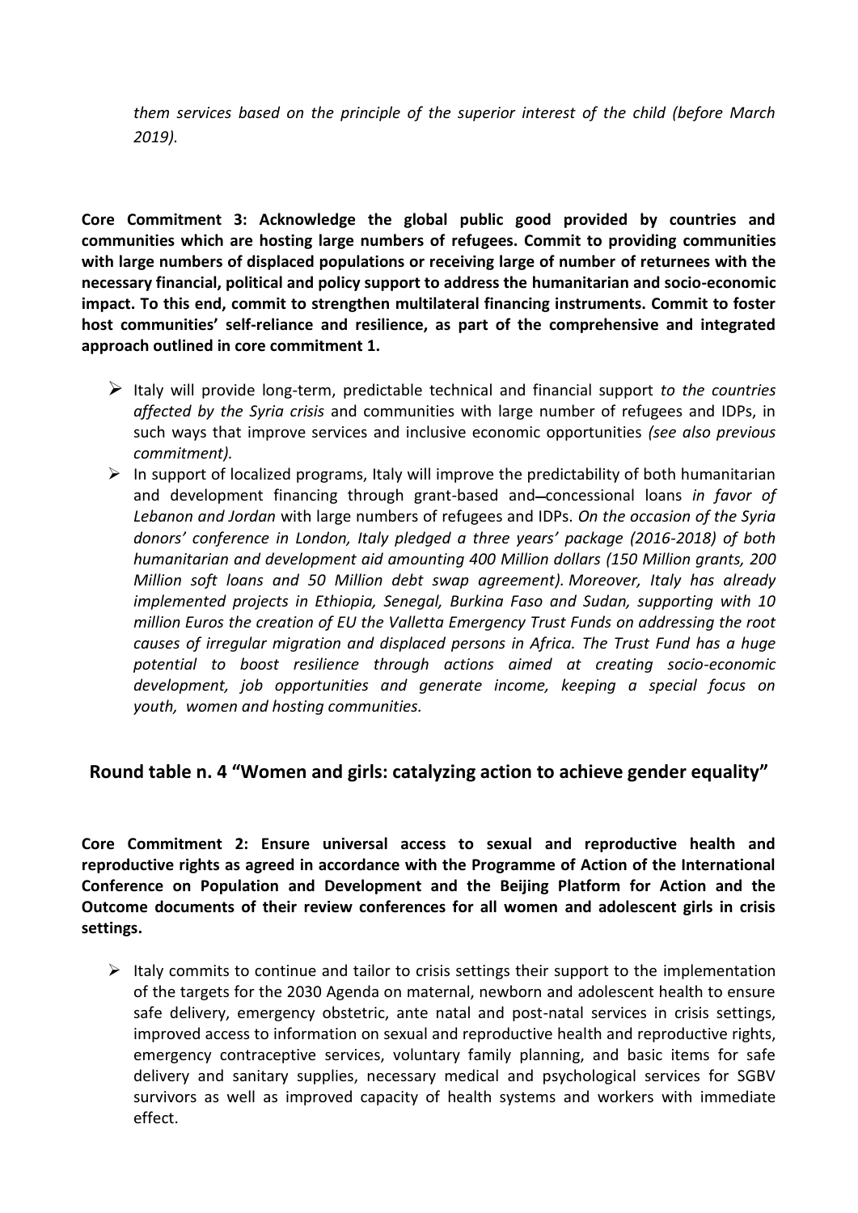*them services based on the principle of the superior interest of the child (before March 2019).*

**Core Commitment 3: Acknowledge the global public good provided by countries and communities which are hosting large numbers of refugees. Commit to providing communities with large numbers of displaced populations or receiving large of number of returnees with the necessary financial, political and policy support to address the humanitarian and socio-economic impact. To this end, commit to strengthen multilateral financing instruments. Commit to foster host communities' self-reliance and resilience, as part of the comprehensive and integrated approach outlined in core commitment 1.**

- Italy will provide long-term, predictable technical and financial support *to the countries affected by the Syria crisis* and communities with large number of refugees and IDPs, in such ways that improve services and inclusive economic opportunities *(see also previous commitment).*
- In support of localized programs, Italy will improve the predictability of both humanitarian and development financing through grant-based and concessional loans *in favor of Lebanon and Jordan* with large numbers of refugees and IDPs. *On the occasion of the Syria donors' conference in London, Italy pledged a three years' package (2016-2018) of both humanitarian and development aid amounting 400 Million dollars (150 Million grants, 200 Million soft loans and 50 Million debt swap agreement). Moreover, Italy has already implemented projects in Ethiopia, Senegal, Burkina Faso and Sudan, supporting with 10 million Euros the creation of EU the Valletta Emergency Trust Funds on addressing the root causes of irregular migration and displaced persons in Africa. The Trust Fund has a huge potential to boost resilience through actions aimed at creating socio-economic development, job opportunities and generate income, keeping a special focus on youth, women and hosting communities.*

## Round table n. 4 "Women and girls: catalyzing action to achieve gender equality"

**Core Commitment 2: Ensure universal access to sexual and reproductive health and reproductive rights as agreed in accordance with the Programme of Action of the International Conference on Population and Development and the Beijing Platform for Action and the Outcome documents of their review conferences for all women and adolescent girls in crisis settings.**

- Italy commits to continue and tailor to crisis settings their support to the implementation of the targets for the 2030 Agenda on maternal, newborn and adolescent health to ensure safe delivery, emergency obstetric, ante natal and post-natal services in crisis settings, improved access to information on sexual and reproductive health and reproductive rights, emergency contraceptive services, voluntary family planning, and basic items for safe delivery and sanitary supplies, necessary medical and psychological services for SGBV survivors as well as improved capacity of health systems and workers with immediate effect.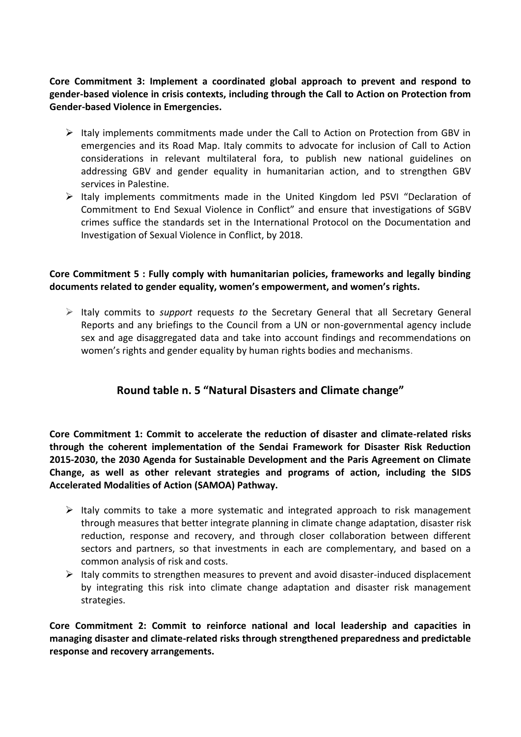**Core Commitment 3: Implement a coordinated global approach to prevent and respond to gender-based violence in crisis contexts, including through the Call to Action on Protection from Gender-based Violence in Emergencies.**

- Italy implements commitments made under the Call to Action on Protection from GBV in emergencies and its Road Map. Italy commits to advocate for inclusion of Call to Action considerations in relevant multilateral fora, to publish new national guidelines on addressing GBV and gender equality in humanitarian action, and to strengthen GBV services in Palestine.
- Italy implements commitments made in the United Kingdom led PSVI "Declaration of Commitment to End Sexual Violence in Conflict" and ensure that investigations of SGBV crimes suffice the standards set in the International Protocol on the Documentation and Investigation of Sexual Violence in Conflict, by 2018.

**Core Commitment 5 : Fully comply with humanitarian policies, frameworks and legally binding documents related to gender equality, women's empowerment, and women's rights.**

- Italy commits to *support* request*s to* the Secretary General that all Secretary General Reports and any briefings to the Council from a UN or non-governmental agency include sex and age disaggregated data and take into account findings and recommendations on women's rights and gender equality by human rights bodies and mechanisms.

## Round table n. 5 "Natural Disasters and Climate change"

**Core Commitment 1: Commit to accelerate the reduction of disaster and climate-related risks through the coherent implementation of the Sendai Framework for Disaster Risk Reduction 2015-2030, the 2030 Agenda for Sustainable Development and the Paris Agreement on Climate Change, as well as other relevant strategies and programs of action, including the SIDS Accelerated Modalities of Action (SAMOA) Pathway.**

- Italy commits to take a more systematic and integrated approach to risk management through measures that better integrate planning in climate change adaptation, disaster risk reduction, response and recovery, and through closer collaboration between different sectors and partners, so that investments in each are complementary, and based on a common analysis of risk and costs.
- Italy commits to strengthen measures to prevent and avoid disaster-induced displacement by integrating this risk into climate change adaptation and disaster risk management strategies.

**Core Commitment 2: Commit to reinforce national and local leadership and capacities in managing disaster and climate-related risks through strengthened preparedness and predictable response and recovery arrangements.**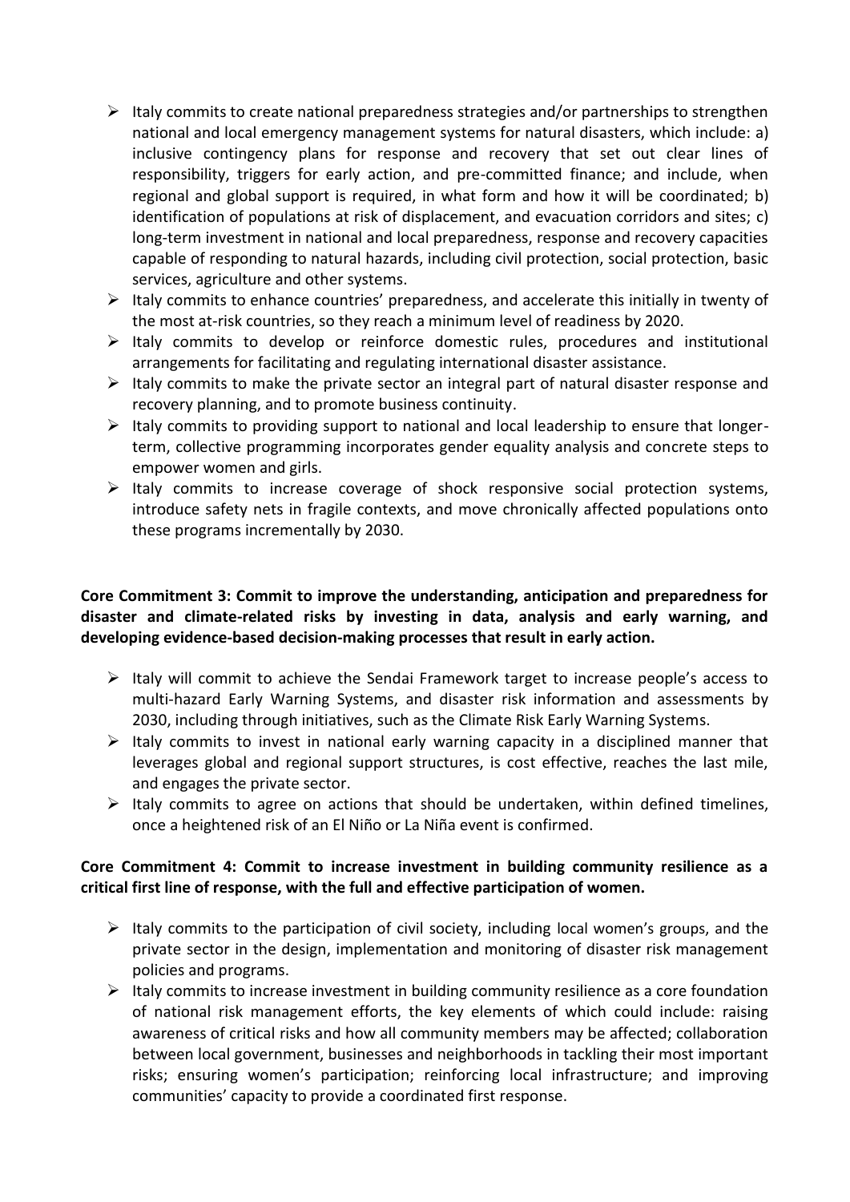- Italy commits to create national preparedness strategies and/or partnerships to strengthen national and local emergency management systems for natural disasters, which include: a) inclusive contingency plans for response and recovery that set out clear lines of responsibility, triggers for early action, and pre-committed finance; and include, when regional and global support is required, in what form and how it will be coordinated; b) identification of populations at risk of displacement, and evacuation corridors and sites; c) long-term investment in national and local preparedness, response and recovery capacities capable of responding to natural hazards, including civil protection, social protection, basic services, agriculture and other systems.
- Italy commits to enhance countries' preparedness, and accelerate this initially in twenty of the most at-risk countries, so they reach a minimum level of readiness by 2020.
- Italy commits to develop or reinforce domestic rules, procedures and institutional arrangements for facilitating and regulating international disaster assistance.
- Italy commits to make the private sector an integral part of natural disaster response and recovery planning, and to promote business continuity.
- Italy commits to providing support to national and local leadership to ensure that longer-term, collective programming incorporates gender equality analysis and concrete steps to empower women and girls.
- Italy commits to increase coverage of shock responsive social protection systems, introduce safety nets in fragile contexts, and move chronically affected populations onto these programs incrementally by 2030.

**Core Commitment 3: Commit to improve the understanding, anticipation and preparedness for disaster and climate-related risks by investing in data, analysis and early warning, and developing evidence-based decision-making processes that result in early action.**

- Italy will commit to achieve the Sendai Framework target to increase people's access to multi-hazard Early Warning Systems, and disaster risk information and assessments by 2030, including through initiatives, such as the Climate Risk Early Warning Systems.
- Italy commits to invest in national early warning capacity in a disciplined manner that leverages global and regional support structures, is cost effective, reaches the last mile, and engages the private sector.
- Italy commits to agree on actions that should be undertaken, within defined timelines, once a heightened risk of an El Niño or La Niña event is confirmed.

**Core Commitment 4: Commit to increase investment in building community resilience as a critical first line of response, with the full and effective participation of women.**

- Italy commits to the participation of civil society, including local women's groups, and the private sector in the design, implementation and monitoring of disaster risk management policies and programs.
- Italy commits to increase investment in building community resilience as a core foundation of national risk management efforts, the key elements of which could include: raising awareness of critical risks and how all community members may be affected; collaboration between local government, businesses and neighborhoods in tackling their most important risks; ensuring women's participation; reinforcing local infrastructure; and improving communities' capacity to provide a coordinated first response.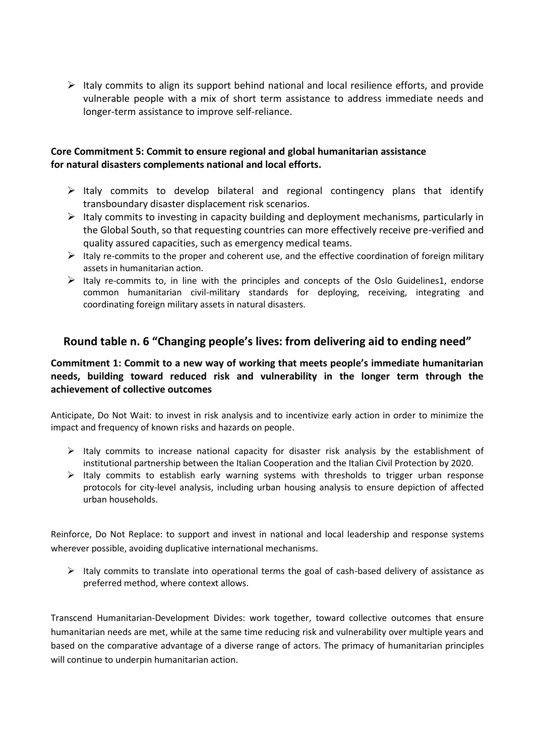- Italy commits to align its support behind national and local resilience efforts, and provide vulnerable people with a mix of short term assistance to address immediate needs and longer-term assistance to improve self-reliance.

**Core Commitment 5: Commit to ensure regional and global humanitarian assistance for natural disasters complements national and local efforts.**

- Italy commits to develop bilateral and regional contingency plans that identify transboundary disaster displacement risk scenarios.
- Italy commits to investing in capacity building and deployment mechanisms, particularly in the Global South, so that requesting countries can more effectively receive pre-verified and quality assured capacities, such as emergency medical teams.
- Italy re-commits to the proper and coherent use, and the effective coordination of foreign military assets in humanitarian action.
- Italy re-commits to, in line with the principles and concepts of the Oslo Guidelines[1], endorse common humanitarian civil-military standards for deploying, receiving, integrating and coordinating foreign military assets in natural disasters.

## Round table n. 6 "Changing people's lives: from delivering aid to ending need"

**Commitment 1: Commit to a new way of working that meets people's immediate humanitarian needs, building toward reduced risk and vulnerability in the longer term through the achievement of collective outcomes**

Anticipate, Do Not Wait: to invest in risk analysis and to incentivize early action in order to minimize the impact and frequency of known risks and hazards on people.

- Italy commits to increase national capacity for disaster risk analysis by the establishment of institutional partnership between the Italian Cooperation and the Italian Civil Protection by 2020.
- Italy commits to establish early warning systems with thresholds to trigger urban response protocols for city-level analysis, including urban housing analysis to ensure depiction of affected urban households.

Reinforce, Do Not Replace: to support and invest in national and local leadership and response systems wherever possible, avoiding duplicative international mechanisms.

- Italy commits to translate into operational terms the goal of cash-based delivery of assistance as preferred method, where context allows.

Transcend Humanitarian-Development Divides: work together, toward collective outcomes that ensure humanitarian needs are met, while at the same time reducing risk and vulnerability over multiple years and based on the comparative advantage of a diverse range of actors. The primacy of humanitarian principles will continue to underpin humanitarian action.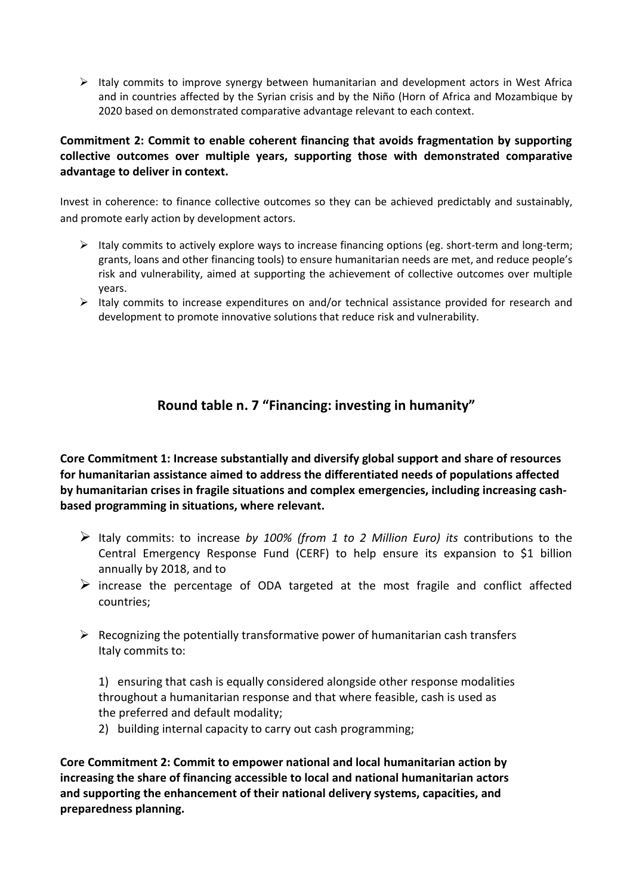- Italy commits to improve synergy between humanitarian and development actors in West Africa and in countries affected by the Syrian crisis and by the Niño (Horn of Africa and Mozambique by 2020 based on demonstrated comparative advantage relevant to each context.

**Commitment 2: Commit to enable coherent financing that avoids fragmentation by supporting collective outcomes over multiple years, supporting those with demonstrated comparative advantage to deliver in context.**

Invest in coherence: to finance collective outcomes so they can be achieved predictably and sustainably, and promote early action by development actors.

- Italy commits to actively explore ways to increase financing options (eg. short-term and long-term; grants, loans and other financing tools) to ensure humanitarian needs are met, and reduce people's risk and vulnerability, aimed at supporting the achievement of collective outcomes over multiple years.
- Italy commits to increase expenditures on and/or technical assistance provided for research and development to promote innovative solutions that reduce risk and vulnerability.

## Round table n. 7 "Financing: investing in humanity"

**Core Commitment 1: Increase substantially and diversify global support and share of resources for humanitarian assistance aimed to address the differentiated needs of populations affected by humanitarian crises in fragile situations and complex emergencies, including increasing cash-based programming in situations, where relevant.**

- Italy commits: to increase *by 100% (from 1 to 2 Million Euro) its* contributions to the Central Emergency Response Fund (CERF) to help ensure its expansion to $1 billion annually by 2018, and to
- increase the percentage of ODA targeted at the most fragile and conflict affected countries;
- Recognizing the potentially transformative power of humanitarian cash transfers Italy commits to:

  1) ensuring that cash is equally considered alongside other response modalities throughout a humanitarian response and that where feasible, cash is used as the preferred and default modality;
  2) building internal capacity to carry out cash programming;

**Core Commitment 2: Commit to empower national and local humanitarian action by increasing the share of financing accessible to local and national humanitarian actors and supporting the enhancement of their national delivery systems, capacities, and preparedness planning.**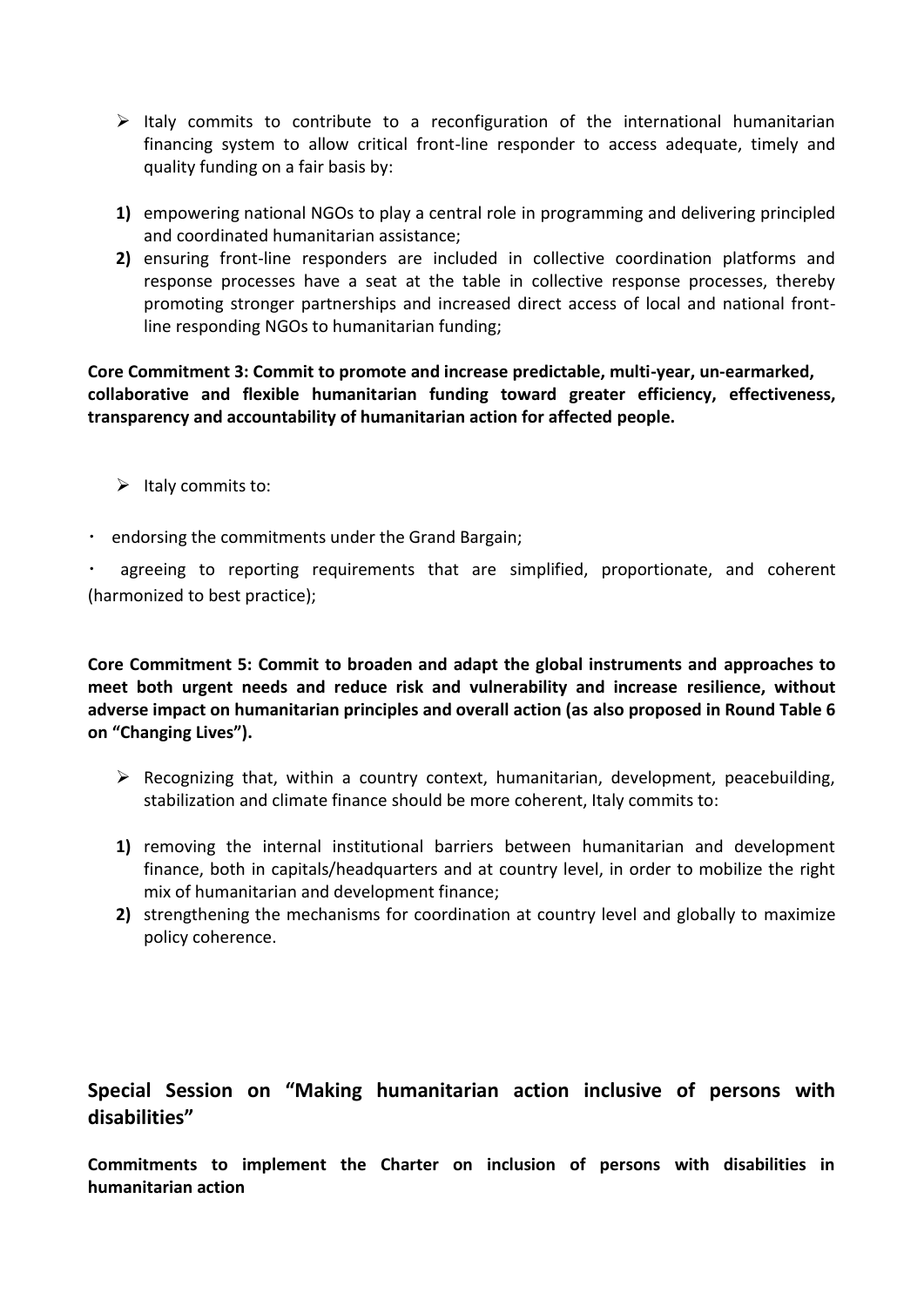- ➢ Italy commits to contribute to a reconfiguration of the international humanitarian financing system to allow critical front-line responder to access adequate, timely and quality funding on a fair basis by:

1) empowering national NGOs to play a central role in programming and delivering principled and coordinated humanitarian assistance;
2) ensuring front-line responders are included in collective coordination platforms and response processes have a seat at the table in collective response processes, thereby promoting stronger partnerships and increased direct access of local and national front-line responding NGOs to humanitarian funding;

**Core Commitment 3: Commit to promote and increase predictable, multi-year, un-earmarked, collaborative and flexible humanitarian funding toward greater efficiency, effectiveness, transparency and accountability of humanitarian action for affected people.**

- ➢ Italy commits to:

- endorsing the commitments under the Grand Bargain;
- agreeing to reporting requirements that are simplified, proportionate, and coherent (harmonized to best practice);

**Core Commitment 5: Commit to broaden and adapt the global instruments and approaches to meet both urgent needs and reduce risk and vulnerability and increase resilience, without adverse impact on humanitarian principles and overall action (as also proposed in Round Table 6 on "Changing Lives").**

- ➢ Recognizing that, within a country context, humanitarian, development, peacebuilding, stabilization and climate finance should be more coherent, Italy commits to:

1) removing the internal institutional barriers between humanitarian and development finance, both in capitals/headquarters and at country level, in order to mobilize the right mix of humanitarian and development finance;
2) strengthening the mechanisms for coordination at country level and globally to maximize policy coherence.

## Special Session on "Making humanitarian action inclusive of persons with disabilities"

**Commitments to implement the Charter on inclusion of persons with disabilities in humanitarian action**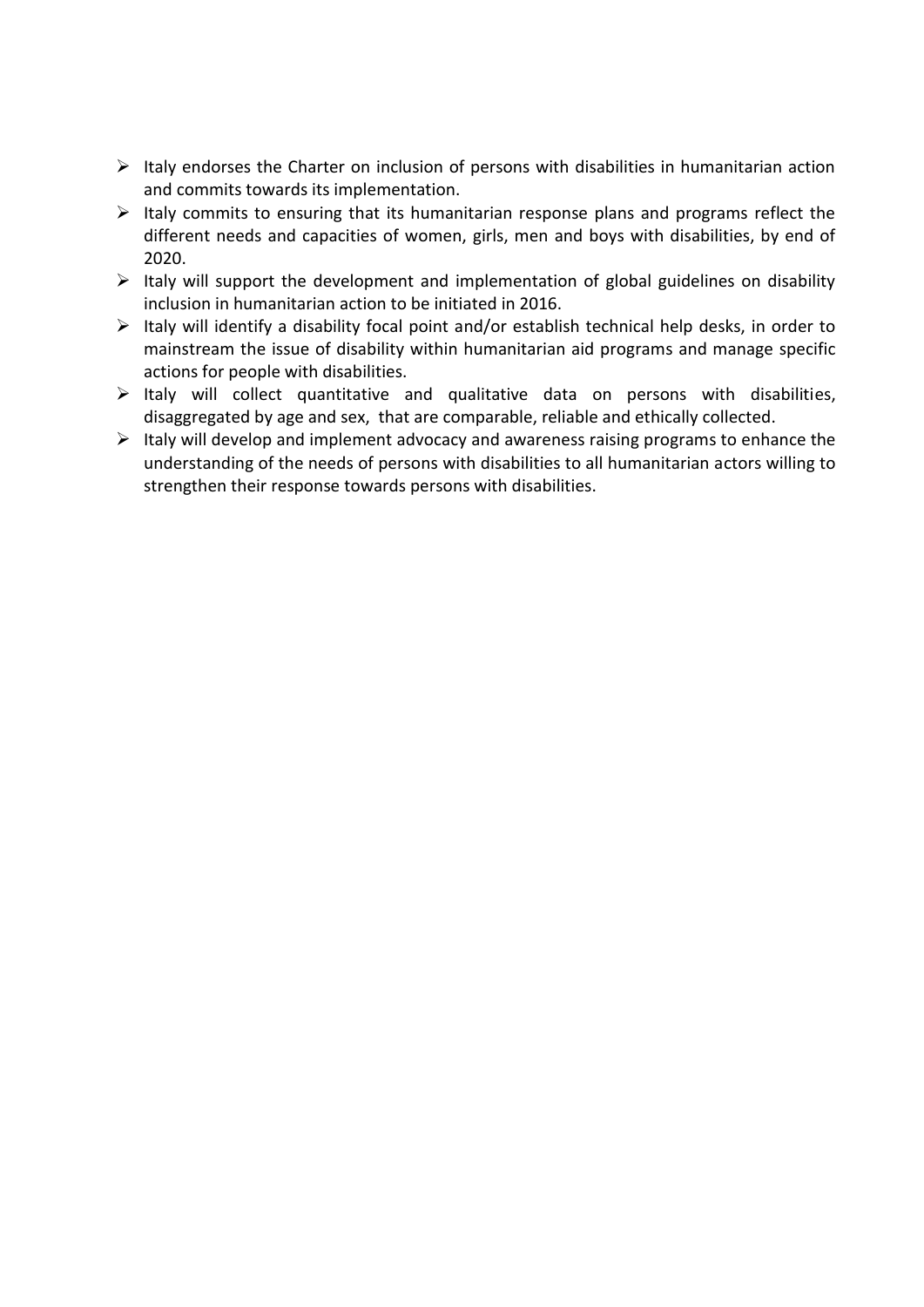- Italy endorses the Charter on inclusion of persons with disabilities in humanitarian action and commits towards its implementation.
- Italy commits to ensuring that its humanitarian response plans and programs reflect the different needs and capacities of women, girls, men and boys with disabilities, by end of 2020.
- Italy will support the development and implementation of global guidelines on disability inclusion in humanitarian action to be initiated in 2016.
- Italy will identify a disability focal point and/or establish technical help desks, in order to mainstream the issue of disability within humanitarian aid programs and manage specific actions for people with disabilities.
- Italy will collect quantitative and qualitative data on persons with disabilities, disaggregated by age and sex, that are comparable, reliable and ethically collected.
- Italy will develop and implement advocacy and awareness raising programs to enhance the understanding of the needs of persons with disabilities to all humanitarian actors willing to strengthen their response towards persons with disabilities.